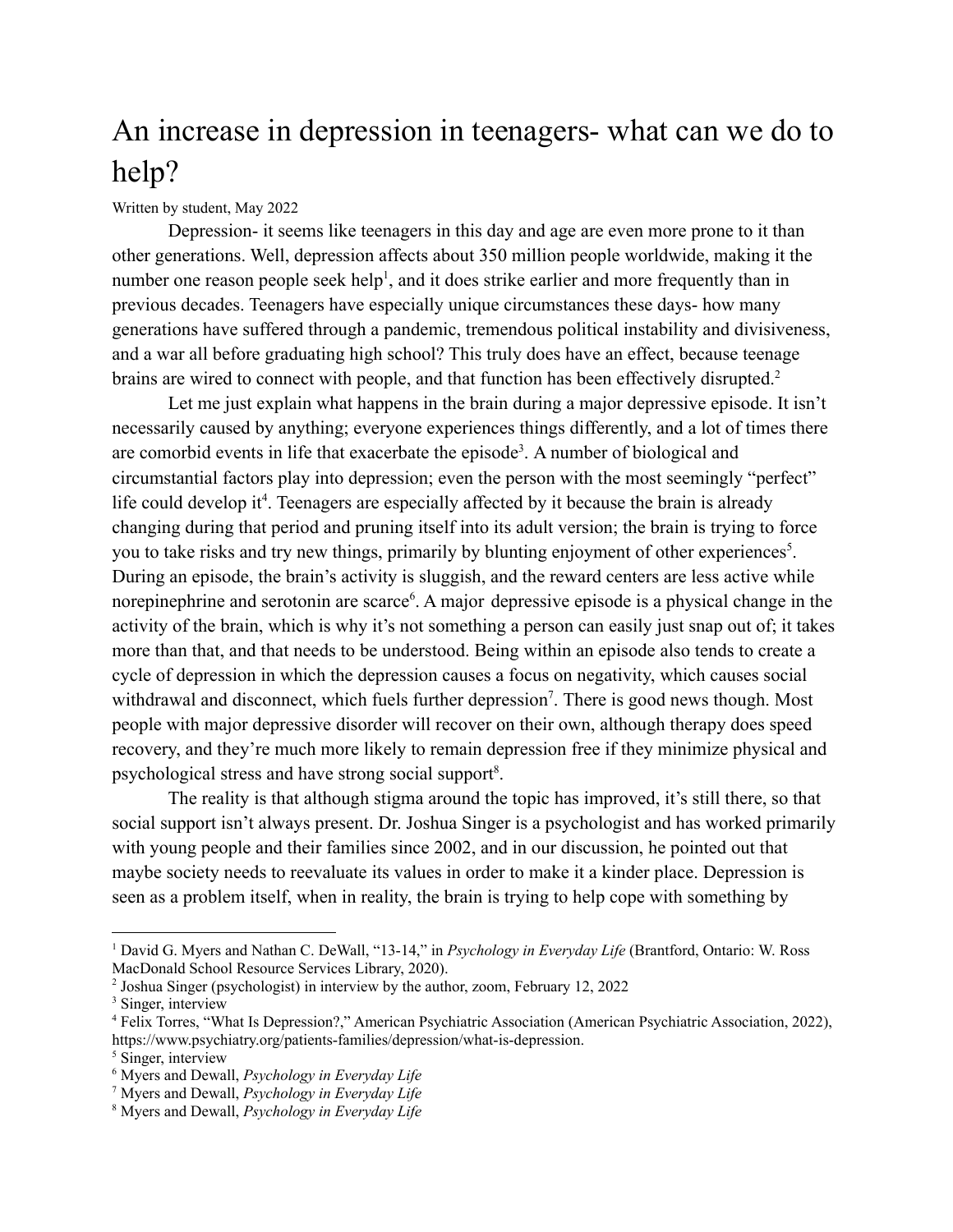# An increase in depression in teenagers- what can we do to help?

Written by student, May 2022

Depression- it seems like teenagers in this day and age are even more prone to it than other generations. Well, depression affects about 350 million people worldwide, making it the number one reason people seek help[1], and it does strike earlier and more frequently than in previous decades. Teenagers have especially unique circumstances these days- how many generations have suffered through a pandemic, tremendous political instability and divisiveness, and a war all before graduating high school? This truly does have an effect, because teenage brains are wired to connect with people, and that function has been effectively disrupted.[2]

Let me just explain what happens in the brain during a major depressive episode. It isn't necessarily caused by anything; everyone experiences things differently, and a lot of times there are comorbid events in life that exacerbate the episode[3]. A number of biological and circumstantial factors play into depression; even the person with the most seemingly "perfect" life could develop it[4]. Teenagers are especially affected by it because the brain is already changing during that period and pruning itself into its adult version; the brain is trying to force you to take risks and try new things, primarily by blunting enjoyment of other experiences[5]. During an episode, the brain's activity is sluggish, and the reward centers are less active while norepinephrine and serotonin are scarce[6]. A major depressive episode is a physical change in the activity of the brain, which is why it's not something a person can easily just snap out of; it takes more than that, and that needs to be understood. Being within an episode also tends to create a cycle of depression in which the depression causes a focus on negativity, which causes social withdrawal and disconnect, which fuels further depression[7]. There is good news though. Most people with major depressive disorder will recover on their own, although therapy does speed recovery, and they're much more likely to remain depression free if they minimize physical and psychological stress and have strong social support[8].

The reality is that although stigma around the topic has improved, it's still there, so that social support isn't always present. Dr. Joshua Singer is a psychologist and has worked primarily with young people and their families since 2002, and in our discussion, he pointed out that maybe society needs to reevaluate its values in order to make it a kinder place. Depression is seen as a problem itself, when in reality, the brain is trying to help cope with something by

---

[1] David G. Myers and Nathan C. DeWall, "13-14," in *Psychology in Everyday Life* (Brantford, Ontario: W. Ross MacDonald School Resource Services Library, 2020).

[2] Joshua Singer (psychologist) in interview by the author, zoom, February 12, 2022

[3] Singer, interview

[4] Felix Torres, "What Is Depression?," American Psychiatric Association (American Psychiatric Association, 2022), https://www.psychiatry.org/patients-families/depression/what-is-depression.

[5] Singer, interview

[6] Myers and Dewall, *Psychology in Everyday Life*

[7] Myers and Dewall, *Psychology in Everyday Life*

[8] Myers and Dewall, *Psychology in Everyday Life*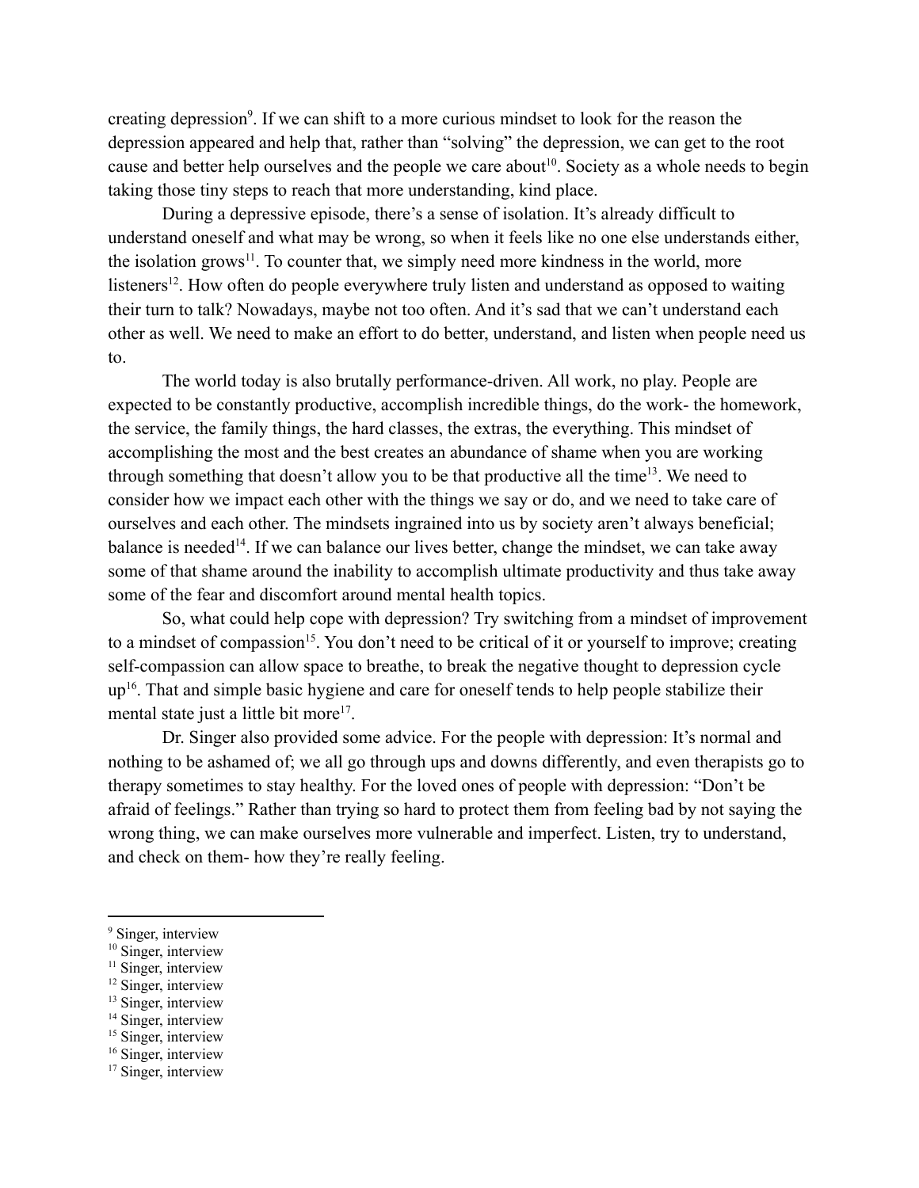creating depression[9]. If we can shift to a more curious mindset to look for the reason the depression appeared and help that, rather than "solving" the depression, we can get to the root cause and better help ourselves and the people we care about[10]. Society as a whole needs to begin taking those tiny steps to reach that more understanding, kind place.

During a depressive episode, there's a sense of isolation. It's already difficult to understand oneself and what may be wrong, so when it feels like no one else understands either, the isolation grows[11]. To counter that, we simply need more kindness in the world, more listeners[12]. How often do people everywhere truly listen and understand as opposed to waiting their turn to talk? Nowadays, maybe not too often. And it's sad that we can't understand each other as well. We need to make an effort to do better, understand, and listen when people need us to.

The world today is also brutally performance-driven. All work, no play. People are expected to be constantly productive, accomplish incredible things, do the work- the homework, the service, the family things, the hard classes, the extras, the everything. This mindset of accomplishing the most and the best creates an abundance of shame when you are working through something that doesn't allow you to be that productive all the time[13]. We need to consider how we impact each other with the things we say or do, and we need to take care of ourselves and each other. The mindsets ingrained into us by society aren't always beneficial; balance is needed[14]. If we can balance our lives better, change the mindset, we can take away some of that shame around the inability to accomplish ultimate productivity and thus take away some of the fear and discomfort around mental health topics.

So, what could help cope with depression? Try switching from a mindset of improvement to a mindset of compassion[15]. You don't need to be critical of it or yourself to improve; creating self-compassion can allow space to breathe, to break the negative thought to depression cycle up[16]. That and simple basic hygiene and care for oneself tends to help people stabilize their mental state just a little bit more[17].

Dr. Singer also provided some advice. For the people with depression: It's normal and nothing to be ashamed of; we all go through ups and downs differently, and even therapists go to therapy sometimes to stay healthy. For the loved ones of people with depression: "Don't be afraid of feelings." Rather than trying so hard to protect them from feeling bad by not saying the wrong thing, we can make ourselves more vulnerable and imperfect. Listen, try to understand, and check on them- how they're really feeling.

---

[9] Singer, interview
[10] Singer, interview
[11] Singer, interview
[12] Singer, interview
[13] Singer, interview
[14] Singer, interview
[15] Singer, interview
[16] Singer, interview
[17] Singer, interview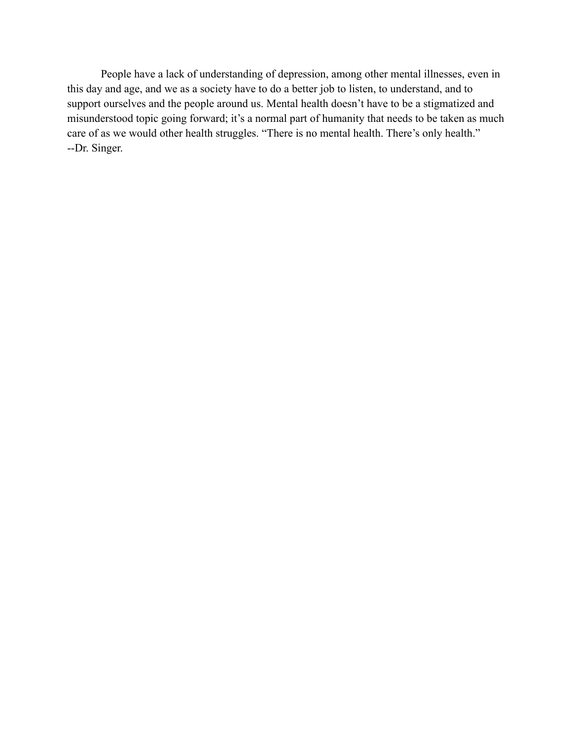People have a lack of understanding of depression, among other mental illnesses, even in this day and age, and we as a society have to do a better job to listen, to understand, and to support ourselves and the people around us. Mental health doesn't have to be a stigmatized and misunderstood topic going forward; it's a normal part of humanity that needs to be taken as much care of as we would other health struggles. "There is no mental health. There's only health." --Dr. Singer.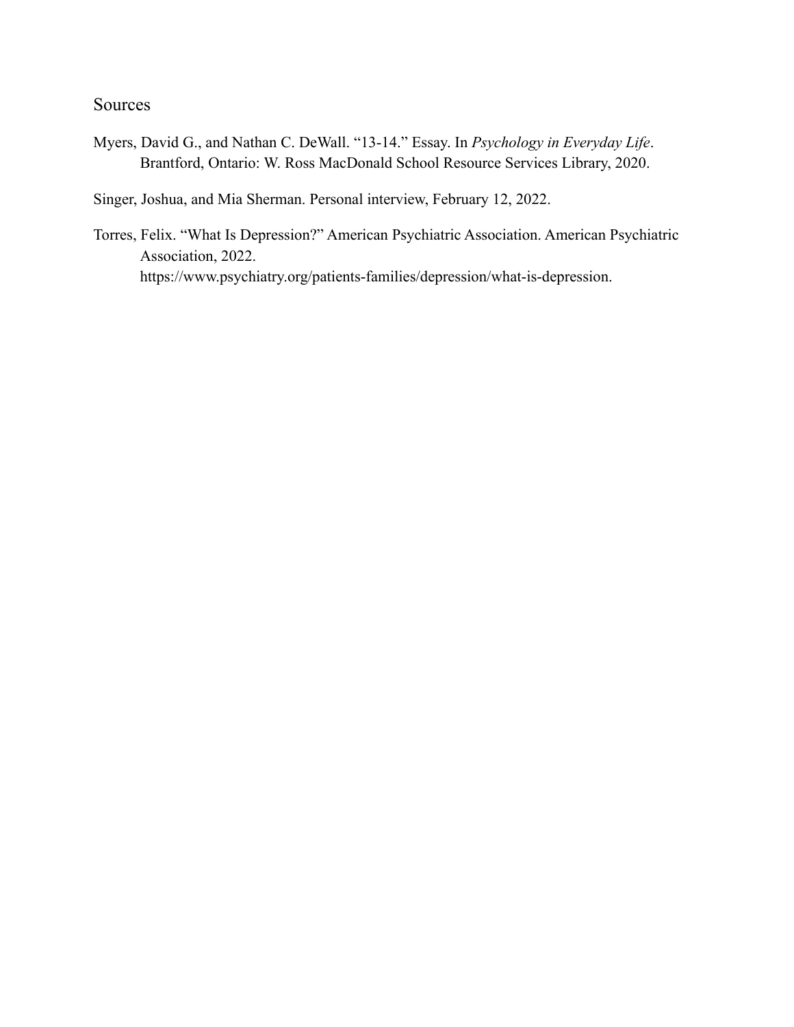# Sources

Myers, David G., and Nathan C. DeWall. “13-14.” Essay. In *Psychology in Everyday Life*. Brantford, Ontario: W. Ross MacDonald School Resource Services Library, 2020.

Singer, Joshua, and Mia Sherman. Personal interview, February 12, 2022.

Torres, Felix. “What Is Depression?” American Psychiatric Association. American Psychiatric Association, 2022. https://www.psychiatry.org/patients-families/depression/what-is-depression.